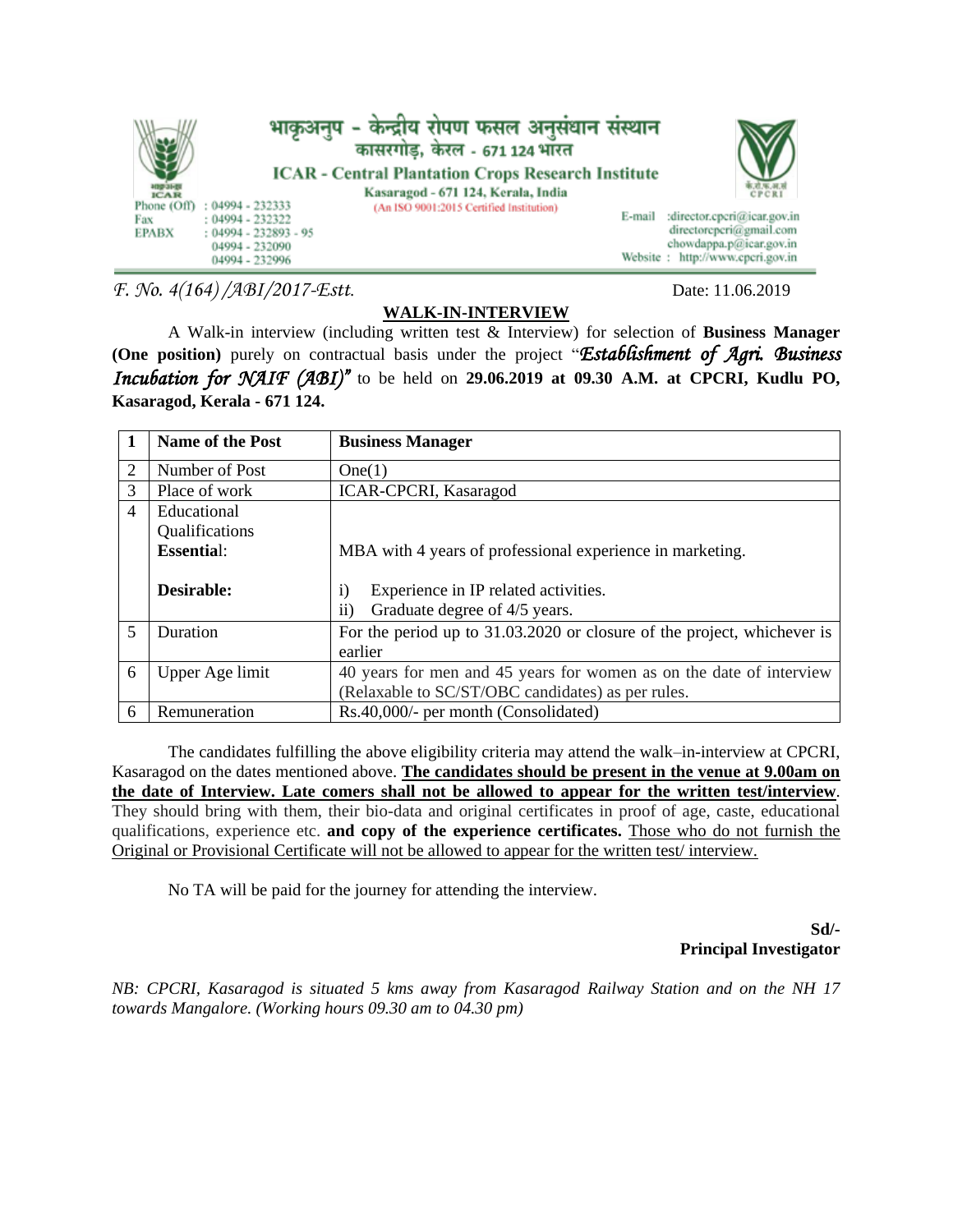भाकृअनुप - केन्द्रीय रोपण फसल अनुसंधान संस्थान
कासरगोड़, केरल - 671 124 भारत

**ICAR - Central Plantation Crops Research Institute**

Kasaragod - 671 124, Kerala, India

(An ISO 9001:2015 Certified Institution)

Phone (Off) : 04994 - 232333
Fax : 04994 - 232322
EPABX : 04994 - 232893 - 95
04994 - 232090
04994 - 232996

E-mail :director.cpcri@icar.gov.in
directorcpcri@gmail.com
chowdappa.p@icar.gov.in
Website : http://www.cpcri.gov.in

*F. No. 4(164)/ABI/2017-Estt.* Date: 11.06.2019

**WALK-IN-INTERVIEW**

A Walk-in interview (including written test & Interview) for selection of **Business Manager (One position)** purely on contractual basis under the project "***Establishment of Agri. Business Incubation for NAIF (ABI)***" to be held on **29.06.2019 at 09.30 A.M. at CPCRI, Kudlu PO, Kasaragod, Kerala - 671 124.**

| 1 | **Name of the Post** | **Business Manager** |
|---|---|---|
| 2 | Number of Post | One(1) |
| 3 | Place of work | ICAR-CPCRI, Kasaragod |
| 4 | Educational Qualifications<br>**Essential**:<br><br>**Desirable:** | <br><br>MBA with 4 years of professional experience in marketing.<br><br>i) Experience in IP related activities.<br>ii) Graduate degree of 4/5 years. |
| 5 | Duration | For the period up to 31.03.2020 or closure of the project, whichever is earlier |
| 6 | Upper Age limit | 40 years for men and 45 years for women as on the date of interview (Relaxable to SC/ST/OBC candidates) as per rules. |
| 6 | Remuneration | Rs.40,000/- per month (Consolidated) |

The candidates fulfilling the above eligibility criteria may attend the walk–in-interview at CPCRI, Kasaragod on the dates mentioned above. **The candidates should be present in the venue at 9.00am on the date of Interview. Late comers shall not be allowed to appear for the written test/interview**. They should bring with them, their bio-data and original certificates in proof of age, caste, educational qualifications, experience etc. **and copy of the experience certificates.** Those who do not furnish the Original or Provisional Certificate will not be allowed to appear for the written test/ interview.

No TA will be paid for the journey for attending the interview.

**Sd/-**
**Principal Investigator**

*NB: CPCRI, Kasaragod is situated 5 kms away from Kasaragod Railway Station and on the NH 17 towards Mangalore. (Working hours 09.30 am to 04.30 pm)*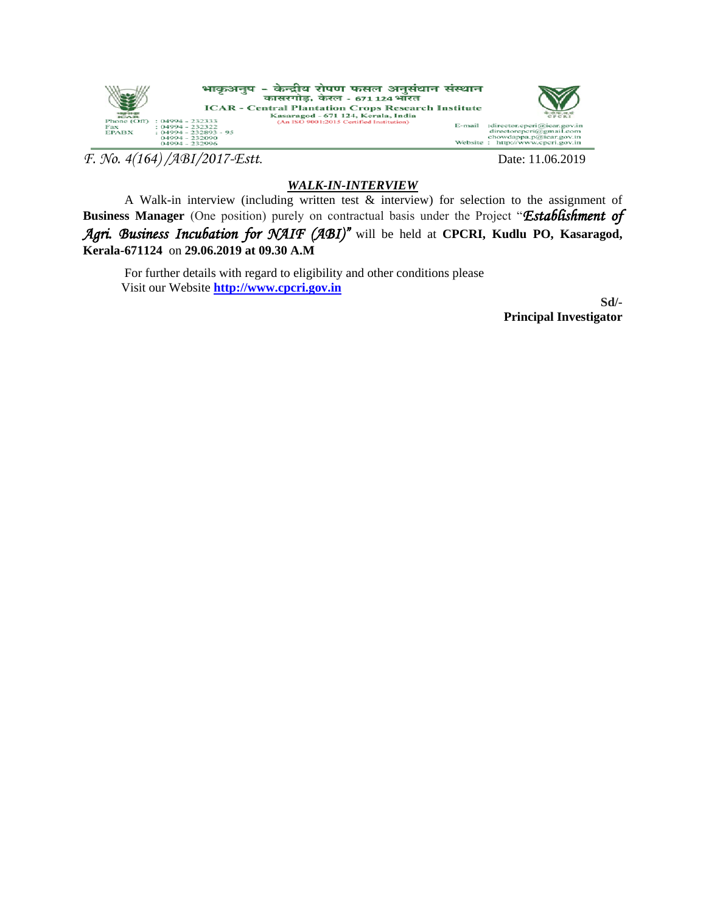भाकृअनुप - केन्द्रीय रोपण फसल अनुसंधान संस्थान
कासरगोड़, केरल - 671 124 भारत
**ICAR - Central Plantation Crops Research Institute**
Kasaragod - 671 124, Kerala, India
(An ISO 9001:2015 Certified Institution)

Phone (Off) : 04994 - 232333
Fax : 04994 - 232322
EPABX : 04994 - 232893 - 95
04994 - 232090
04994 - 232996

E-mail : director.cpcri@icar.gov.in
directorcpcri@gmail.com
chowdappa.p@icar.gov.in
Website : http://www.cpcri.gov.in

*F. No. 4(164)/ABI/2017-Estt.* Date: 11.06.2019

## ***WALK-IN-INTERVIEW***

A Walk-in interview (including written test & interview) for selection to the assignment of **Business Manager** (One position) purely on contractual basis under the Project "***Establishment of Agri. Business Incubation for NAIF (ABI)***" will be held at **CPCRI, Kudlu PO, Kasaragod, Kerala-671124** on **29.06.2019 at 09.30 A.M**

For further details with regard to eligibility and other conditions please Visit our Website **http://www.cpcri.gov.in**

**Sd/-**
**Principal Investigator**